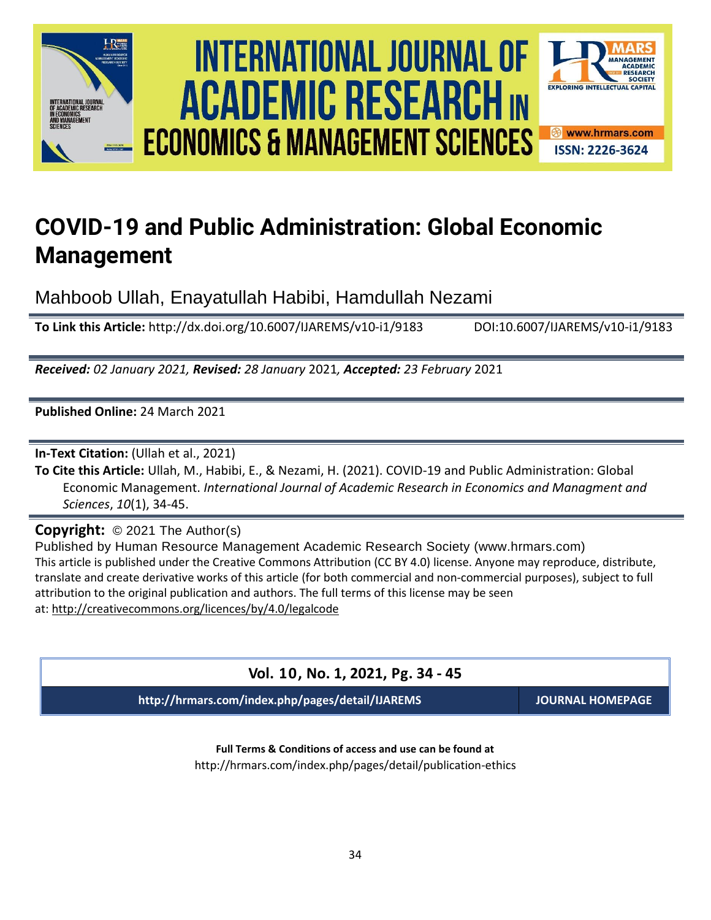# COVID-19 and Public Administration: Global Economic Management

Mahboob Ullah, Enayatullah Habibi, Hamdullah Nezami

**To Link this Article:** http://dx.doi.org/10.6007/IJAREMS/v10-i1/9183 DOI:10.6007/IJAREMS/v10-i1/9183

***Received:*** *02 January 2021,* ***Revised:*** *28 January* 2021*,* ***Accepted:*** *23 February* 2021

**Published Online:** 24 March 2021

**In-Text Citation:** (Ullah et al., 2021)

**To Cite this Article:** Ullah, M., Habibi, E., & Nezami, H. (2021). COVID-19 and Public Administration: Global Economic Management. *International Journal of Academic Research in Economics and Managment and Sciences*, *10*(1), 34-45.

**Copyright:** © 2021 The Author(s)

Published by Human Resource Management Academic Research Society (www.hrmars.com)

This article is published under the Creative Commons Attribution (CC BY 4.0) license. Anyone may reproduce, distribute, translate and create derivative works of this article (for both commercial and non-commercial purposes), subject to full attribution to the original publication and authors. The full terms of this license may be seen at: http://creativecommons.org/licences/by/4.0/legalcode

**Vol. 10, No. 1, 2021, Pg. 34 - 45**

**http://hrmars.com/index.php/pages/detail/IJAREMS** **JOURNAL HOMEPAGE**

**Full Terms & Conditions of access and use can be found at**

http://hrmars.com/index.php/pages/detail/publication-ethics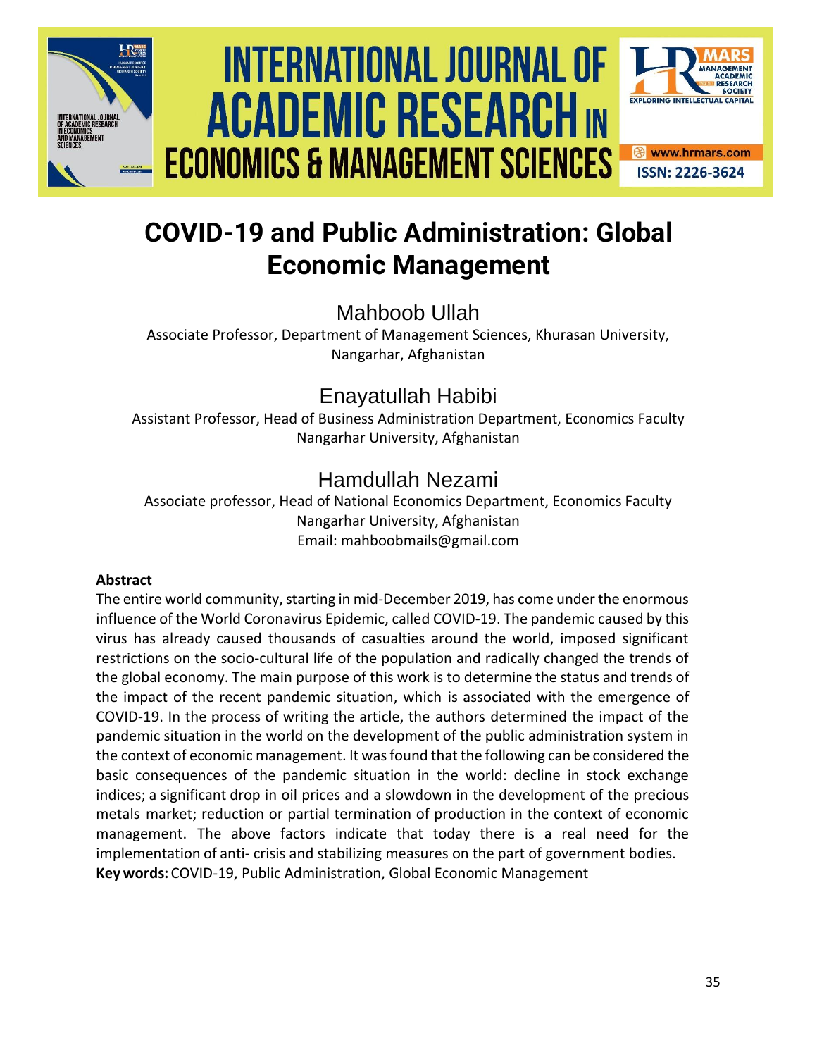# COVID-19 and Public Administration: Global Economic Management

Mahboob Ullah

Associate Professor, Department of Management Sciences, Khurasan University, Nangarhar, Afghanistan

Enayatullah Habibi

Assistant Professor, Head of Business Administration Department, Economics Faculty Nangarhar University, Afghanistan

Hamdullah Nezami

Associate professor, Head of National Economics Department, Economics Faculty Nangarhar University, Afghanistan

Email: mahboobmails@gmail.com

**Abstract**

The entire world community, starting in mid-December 2019, has come under the enormous influence of the World Coronavirus Epidemic, called COVID-19. The pandemic caused by this virus has already caused thousands of casualties around the world, imposed significant restrictions on the socio-cultural life of the population and radically changed the trends of the global economy. The main purpose of this work is to determine the status and trends of the impact of the recent pandemic situation, which is associated with the emergence of COVID-19. In the process of writing the article, the authors determined the impact of the pandemic situation in the world on the development of the public administration system in the context of economic management. It was found that the following can be considered the basic consequences of the pandemic situation in the world: decline in stock exchange indices; a significant drop in oil prices and a slowdown in the development of the precious metals market; reduction or partial termination of production in the context of economic management. The above factors indicate that today there is a real need for the implementation of anti- crisis and stabilizing measures on the part of government bodies.

**Key words:** COVID-19, Public Administration, Global Economic Management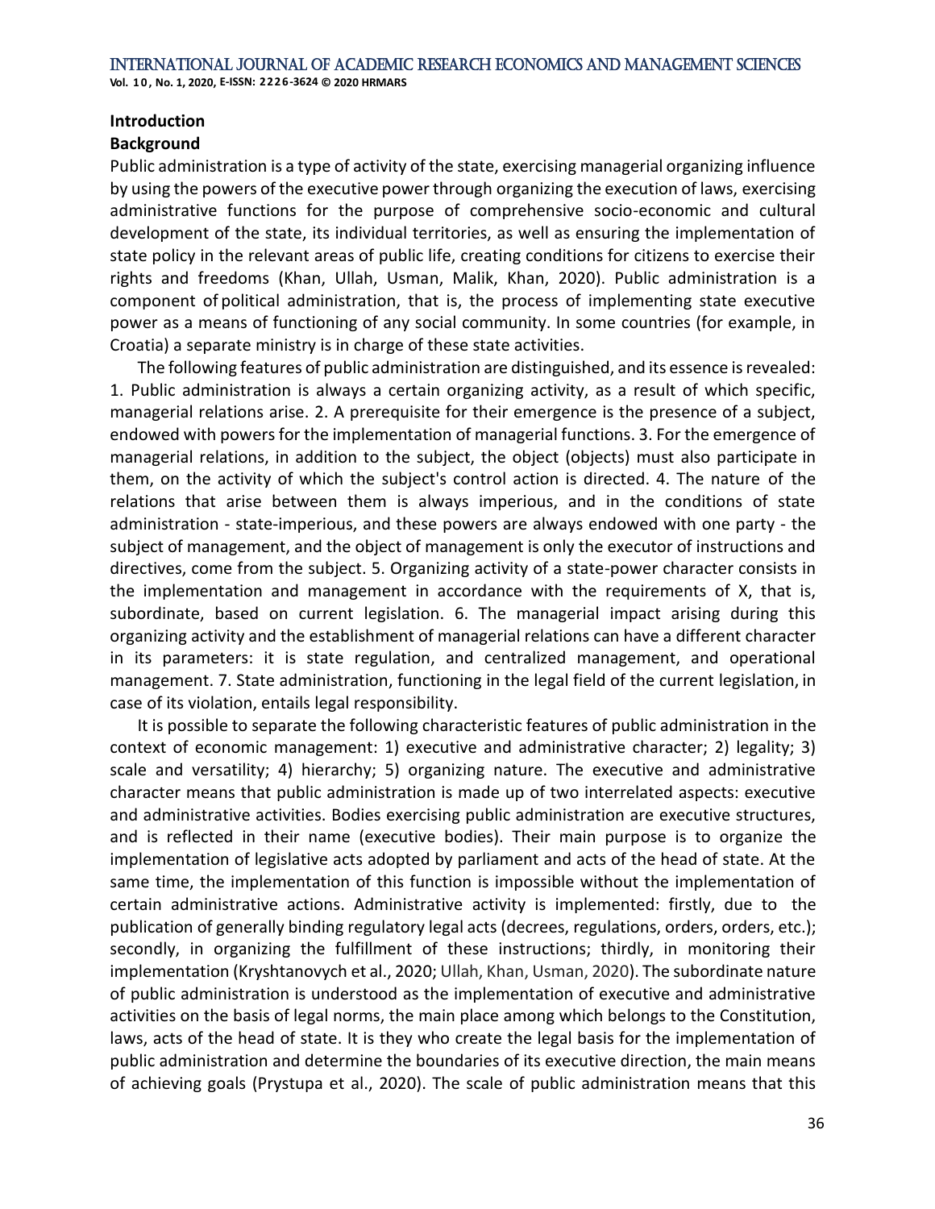## Introduction

### Background

Public administration is a type of activity of the state, exercising managerial organizing influence by using the powers of the executive power through organizing the execution of laws, exercising administrative functions for the purpose of comprehensive socio-economic and cultural development of the state, its individual territories, as well as ensuring the implementation of state policy in the relevant areas of public life, creating conditions for citizens to exercise their rights and freedoms (Khan, Ullah, Usman, Malik, Khan, 2020). Public administration is a component of political administration, that is, the process of implementing state executive power as a means of functioning of any social community. In some countries (for example, in Croatia) a separate ministry is in charge of these state activities.

The following features of public administration are distinguished, and its essence is revealed: 1. Public administration is always a certain organizing activity, as a result of which specific, managerial relations arise. 2. A prerequisite for their emergence is the presence of a subject, endowed with powers for the implementation of managerial functions. 3. For the emergence of managerial relations, in addition to the subject, the object (objects) must also participate in them, on the activity of which the subject's control action is directed. 4. The nature of the relations that arise between them is always imperious, and in the conditions of state administration - state-imperious, and these powers are always endowed with one party - the subject of management, and the object of management is only the executor of instructions and directives, come from the subject. 5. Organizing activity of a state-power character consists in the implementation and management in accordance with the requirements of X, that is, subordinate, based on current legislation. 6. The managerial impact arising during this organizing activity and the establishment of managerial relations can have a different character in its parameters: it is state regulation, and centralized management, and operational management. 7. State administration, functioning in the legal field of the current legislation, in case of its violation, entails legal responsibility.

It is possible to separate the following characteristic features of public administration in the context of economic management: 1) executive and administrative character; 2) legality; 3) scale and versatility; 4) hierarchy; 5) organizing nature. The executive and administrative character means that public administration is made up of two interrelated aspects: executive and administrative activities. Bodies exercising public administration are executive structures, and is reflected in their name (executive bodies). Their main purpose is to organize the implementation of legislative acts adopted by parliament and acts of the head of state. At the same time, the implementation of this function is impossible without the implementation of certain administrative actions. Administrative activity is implemented: firstly, due to the publication of generally binding regulatory legal acts (decrees, regulations, orders, orders, etc.); secondly, in organizing the fulfillment of these instructions; thirdly, in monitoring their implementation (Kryshtanovych et al., 2020; Ullah, Khan, Usman, 2020). The subordinate nature of public administration is understood as the implementation of executive and administrative activities on the basis of legal norms, the main place among which belongs to the Constitution, laws, acts of the head of state. It is they who create the legal basis for the implementation of public administration and determine the boundaries of its executive direction, the main means of achieving goals (Prystupa et al., 2020). The scale of public administration means that this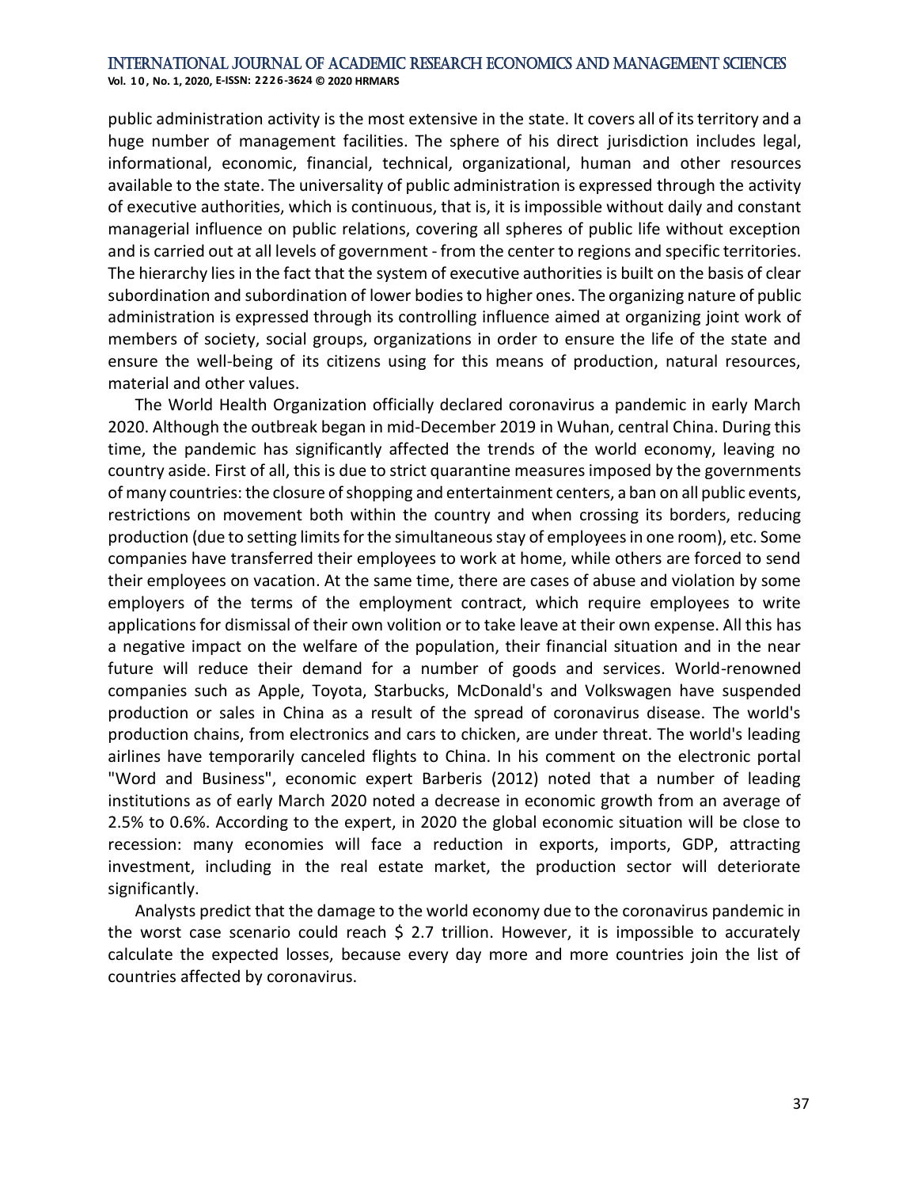public administration activity is the most extensive in the state. It covers all of its territory and a huge number of management facilities. The sphere of his direct jurisdiction includes legal, informational, economic, financial, technical, organizational, human and other resources available to the state. The universality of public administration is expressed through the activity of executive authorities, which is continuous, that is, it is impossible without daily and constant managerial influence on public relations, covering all spheres of public life without exception and is carried out at all levels of government - from the center to regions and specific territories. The hierarchy lies in the fact that the system of executive authorities is built on the basis of clear subordination and subordination of lower bodies to higher ones. The organizing nature of public administration is expressed through its controlling influence aimed at organizing joint work of members of society, social groups, organizations in order to ensure the life of the state and ensure the well-being of its citizens using for this means of production, natural resources, material and other values.

The World Health Organization officially declared coronavirus a pandemic in early March 2020. Although the outbreak began in mid-December 2019 in Wuhan, central China. During this time, the pandemic has significantly affected the trends of the world economy, leaving no country aside. First of all, this is due to strict quarantine measures imposed by the governments of many countries: the closure of shopping and entertainment centers, a ban on all public events, restrictions on movement both within the country and when crossing its borders, reducing production (due to setting limits for the simultaneous stay of employees in one room), etc. Some companies have transferred their employees to work at home, while others are forced to send their employees on vacation. At the same time, there are cases of abuse and violation by some employers of the terms of the employment contract, which require employees to write applications for dismissal of their own volition or to take leave at their own expense. All this has a negative impact on the welfare of the population, their financial situation and in the near future will reduce their demand for a number of goods and services. World-renowned companies such as Apple, Toyota, Starbucks, McDonald's and Volkswagen have suspended production or sales in China as a result of the spread of coronavirus disease. The world's production chains, from electronics and cars to chicken, are under threat. The world's leading airlines have temporarily canceled flights to China. In his comment on the electronic portal "Word and Business", economic expert Barberis (2012) noted that a number of leading institutions as of early March 2020 noted a decrease in economic growth from an average of 2.5% to 0.6%. According to the expert, in 2020 the global economic situation will be close to recession: many economies will face a reduction in exports, imports, GDP, attracting investment, including in the real estate market, the production sector will deteriorate significantly.

Analysts predict that the damage to the world economy due to the coronavirus pandemic in the worst case scenario could reach $ 2.7 trillion. However, it is impossible to accurately calculate the expected losses, because every day more and more countries join the list of countries affected by coronavirus.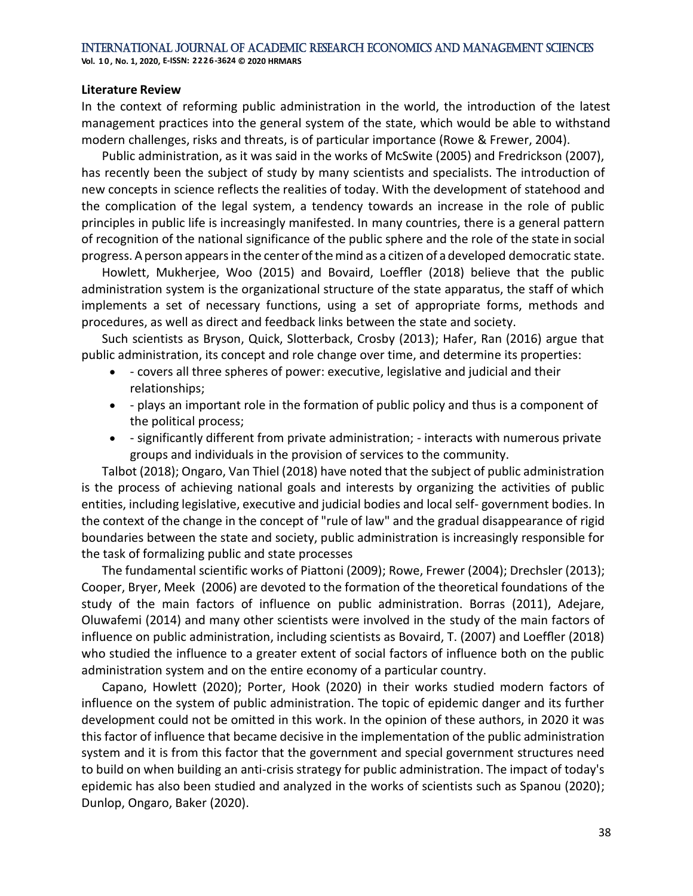### Literature Review

In the context of reforming public administration in the world, the introduction of the latest management practices into the general system of the state, which would be able to withstand modern challenges, risks and threats, is of particular importance (Rowe & Frewer, 2004).

Public administration, as it was said in the works of McSwite (2005) and Fredrickson (2007), has recently been the subject of study by many scientists and specialists. The introduction of new concepts in science reflects the realities of today. With the development of statehood and the complication of the legal system, a tendency towards an increase in the role of public principles in public life is increasingly manifested. In many countries, there is a general pattern of recognition of the national significance of the public sphere and the role of the state in social progress. A person appears in the center of the mind as a citizen of a developed democratic state.

Howlett, Mukherjee, Woo (2015) and Bovaird, Loeffler (2018) believe that the public administration system is the organizational structure of the state apparatus, the staff of which implements a set of necessary functions, using a set of appropriate forms, methods and procedures, as well as direct and feedback links between the state and society.

Such scientists as Bryson, Quick, Slotterback, Crosby (2013); Hafer, Ran (2016) argue that public administration, its concept and role change over time, and determine its properties:

- - covers all three spheres of power: executive, legislative and judicial and their relationships;
- - plays an important role in the formation of public policy and thus is a component of the political process;
- - significantly different from private administration; - interacts with numerous private groups and individuals in the provision of services to the community.

Talbot (2018); Ongaro, Van Thiel (2018) have noted that the subject of public administration is the process of achieving national goals and interests by organizing the activities of public entities, including legislative, executive and judicial bodies and local self- government bodies. In the context of the change in the concept of "rule of law" and the gradual disappearance of rigid boundaries between the state and society, public administration is increasingly responsible for the task of formalizing public and state processes

The fundamental scientific works of Piattoni (2009); Rowe, Frewer (2004); Drechsler (2013); Cooper, Bryer, Meek (2006) are devoted to the formation of the theoretical foundations of the study of the main factors of influence on public administration. Borras (2011), Adejare, Oluwafemi (2014) and many other scientists were involved in the study of the main factors of influence on public administration, including scientists as Bovaird, T. (2007) and Loeffler (2018) who studied the influence to a greater extent of social factors of influence both on the public administration system and on the entire economy of a particular country.

Capano, Howlett (2020); Porter, Hook (2020) in their works studied modern factors of influence on the system of public administration. The topic of epidemic danger and its further development could not be omitted in this work. In the opinion of these authors, in 2020 it was this factor of influence that became decisive in the implementation of the public administration system and it is from this factor that the government and special government structures need to build on when building an anti-crisis strategy for public administration. The impact of today's epidemic has also been studied and analyzed in the works of scientists such as Spanou (2020); Dunlop, Ongaro, Baker (2020).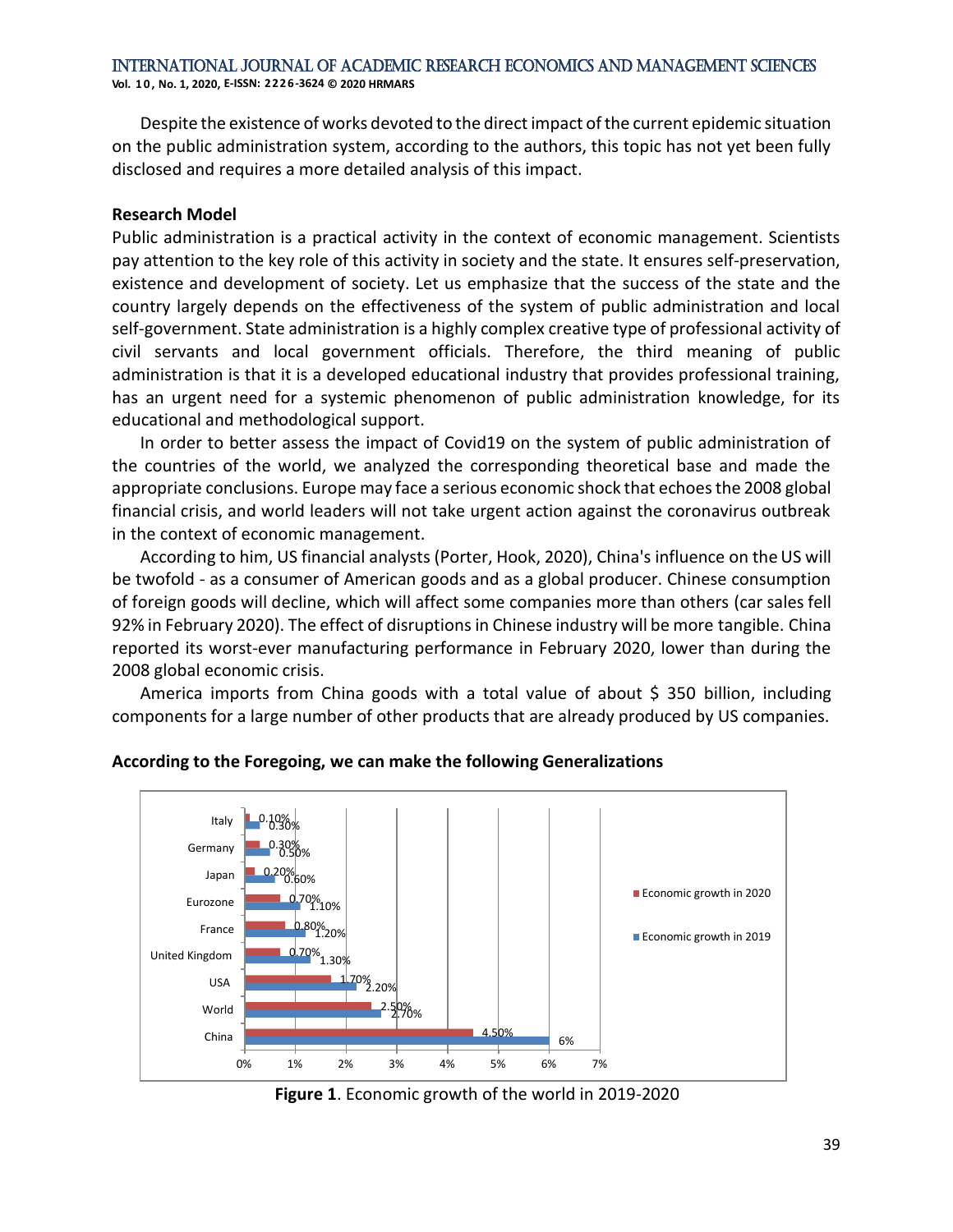Despite the existence of works devoted to the direct impact of the current epidemic situation on the public administration system, according to the authors, this topic has not yet been fully disclosed and requires a more detailed analysis of this impact.

### Research Model

Public administration is a practical activity in the context of economic management. Scientists pay attention to the key role of this activity in society and the state. It ensures self-preservation, existence and development of society. Let us emphasize that the success of the state and the country largely depends on the effectiveness of the system of public administration and local self-government. State administration is a highly complex creative type of professional activity of civil servants and local government officials. Therefore, the third meaning of public administration is that it is a developed educational industry that provides professional training, has an urgent need for a systemic phenomenon of public administration knowledge, for its educational and methodological support.

In order to better assess the impact of Covid19 on the system of public administration of the countries of the world, we analyzed the corresponding theoretical base and made the appropriate conclusions. Europe may face a serious economic shock that echoes the 2008 global financial crisis, and world leaders will not take urgent action against the coronavirus outbreak in the context of economic management.

According to him, US financial analysts (Porter, Hook, 2020), China's influence on the US will be twofold - as a consumer of American goods and as a global producer. Chinese consumption of foreign goods will decline, which will affect some companies more than others (car sales fell 92% in February 2020). The effect of disruptions in Chinese industry will be more tangible. China reported its worst-ever manufacturing performance in February 2020, lower than during the 2008 global economic crisis.

America imports from China goods with a total value of about $ 350 billion, including components for a large number of other products that are already produced by US companies.

### According to the Foregoing, we can make the following Generalizations

| | Economic growth in 2020 | Economic growth in 2019 |
|---|---|---|
| Italy | 0.10% | 0.30% |
| Germany | 0.30% | 0.50% |
| Japan | 0.20% | 0.60% |
| Eurozone | 0.70% | 1.10% |
| France | 0.80% | 1.20% |
| United Kingdom | 0.70% | 1.30% |
| USA | 1.70% | 2.20% |
| World | 2.50% | 2.70% |
| China | 4.50% | 6% |

**Figure 1**. Economic growth of the world in 2019-2020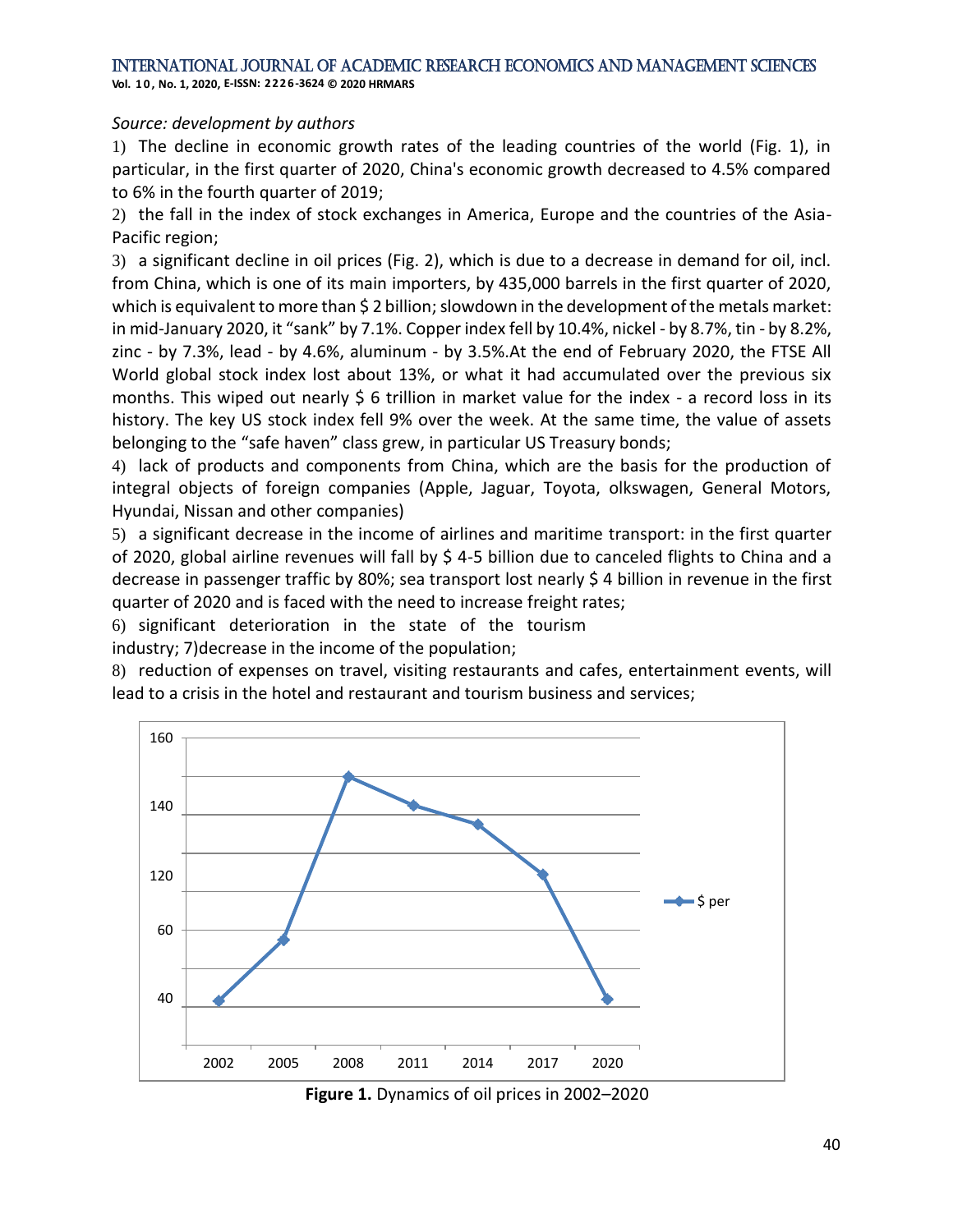*Source: development by authors*

1) The decline in economic growth rates of the leading countries of the world (Fig. 1), in particular, in the first quarter of 2020, China's economic growth decreased to 4.5% compared to 6% in the fourth quarter of 2019;

2) the fall in the index of stock exchanges in America, Europe and the countries of the Asia-Pacific region;

3) a significant decline in oil prices (Fig. 2), which is due to a decrease in demand for oil, incl. from China, which is one of its main importers, by 435,000 barrels in the first quarter of 2020, which is equivalent to more than $ 2 billion; slowdown in the development of the metals market: in mid-January 2020, it "sank" by 7.1%. Copper index fell by 10.4%, nickel - by 8.7%, tin - by 8.2%, zinc - by 7.3%, lead - by 4.6%, aluminum - by 3.5%.At the end of February 2020, the FTSE All World global stock index lost about 13%, or what it had accumulated over the previous six months. This wiped out nearly $ 6 trillion in market value for the index - a record loss in its history. The key US stock index fell 9% over the week. At the same time, the value of assets belonging to the "safe haven" class grew, in particular US Treasury bonds;

4) lack of products and components from China, which are the basis for the production of integral objects of foreign companies (Apple, Jaguar, Toyota, olkswagen, General Motors, Hyundai, Nissan and other companies)

5) a significant decrease in the income of airlines and maritime transport: in the first quarter of 2020, global airline revenues will fall by $ 4-5 billion due to canceled flights to China and a decrease in passenger traffic by 80%; sea transport lost nearly $ 4 billion in revenue in the first quarter of 2020 and is faced with the need to increase freight rates;

6) significant deterioration in the state of the tourism industry; 7)decrease in the income of the population;

8) reduction of expenses on travel, visiting restaurants and cafes, entertainment events, will lead to a crisis in the hotel and restaurant and tourism business and services;

**Figure 1.** Dynamics of oil prices in 2002–2020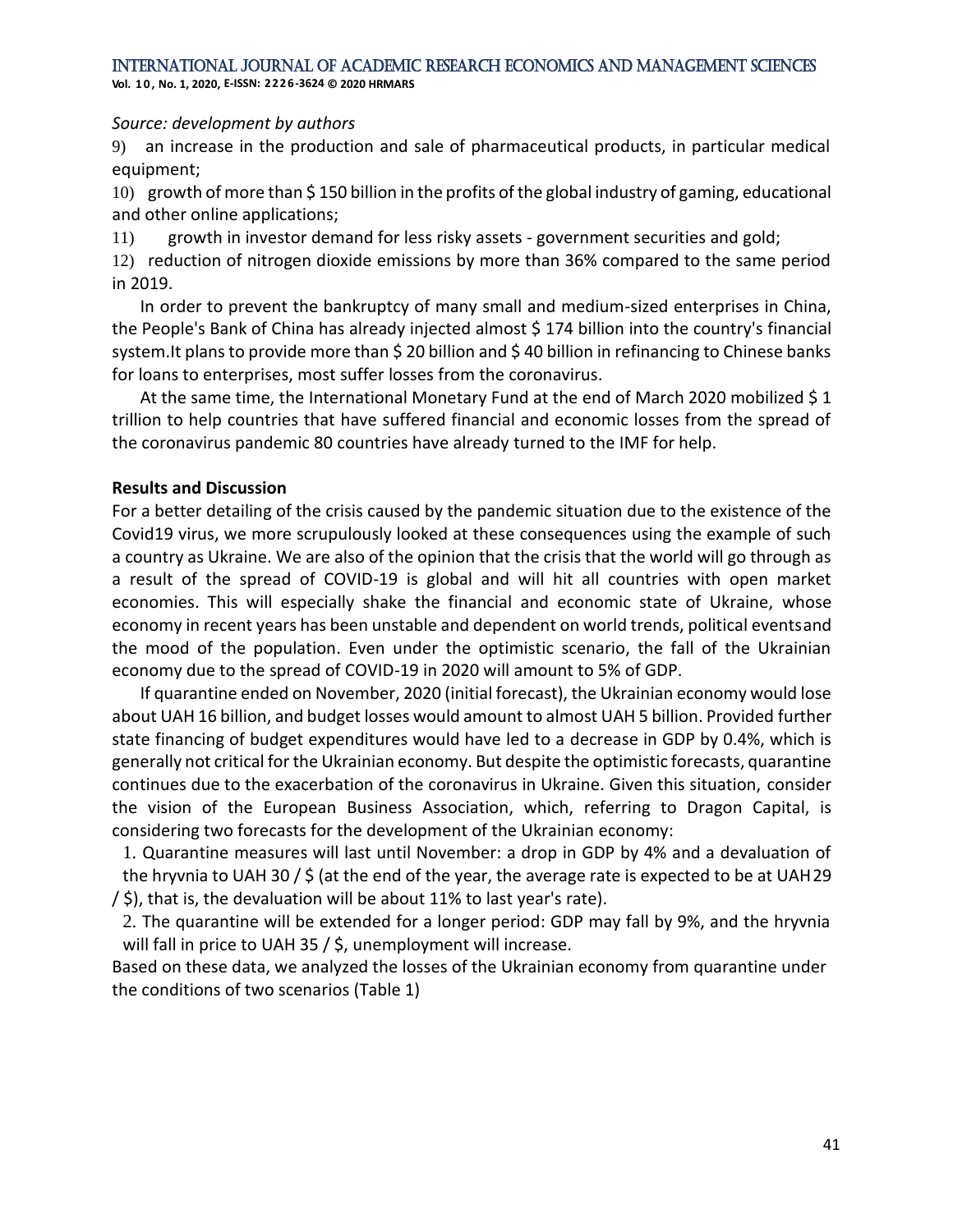*Source: development by authors*

9) an increase in the production and sale of pharmaceutical products, in particular medical equipment;

10) growth of more than $ 150 billion in the profits of the global industry of gaming, educational and other online applications;

11) growth in investor demand for less risky assets - government securities and gold;

12) reduction of nitrogen dioxide emissions by more than 36% compared to the same period in 2019.

In order to prevent the bankruptcy of many small and medium-sized enterprises in China, the People's Bank of China has already injected almost $ 174 billion into the country's financial system.It plans to provide more than $ 20 billion and $ 40 billion in refinancing to Chinese banks for loans to enterprises, most suffer losses from the coronavirus.

At the same time, the International Monetary Fund at the end of March 2020 mobilized $ 1 trillion to help countries that have suffered financial and economic losses from the spread of the coronavirus pandemic 80 countries have already turned to the IMF for help.

**Results and Discussion**

For a better detailing of the crisis caused by the pandemic situation due to the existence of the Covid19 virus, we more scrupulously looked at these consequences using the example of such a country as Ukraine. We are also of the opinion that the crisis that the world will go through as a result of the spread of COVID-19 is global and will hit all countries with open market economies. This will especially shake the financial and economic state of Ukraine, whose economy in recent years has been unstable and dependent on world trends, political eventsand the mood of the population. Even under the optimistic scenario, the fall of the Ukrainian economy due to the spread of COVID-19 in 2020 will amount to 5% of GDP.

If quarantine ended on November, 2020 (initial forecast), the Ukrainian economy would lose about UAH 16 billion, and budget losses would amount to almost UAH 5 billion. Provided further state financing of budget expenditures would have led to a decrease in GDP by 0.4%, which is generally not critical for the Ukrainian economy. But despite the optimistic forecasts, quarantine continues due to the exacerbation of the coronavirus in Ukraine. Given this situation, consider the vision of the European Business Association, which, referring to Dragon Capital, is considering two forecasts for the development of the Ukrainian economy:

1. Quarantine measures will last until November: a drop in GDP by 4% and a devaluation of the hryvnia to UAH 30 / $ (at the end of the year, the average rate is expected to be at UAH29 / $), that is, the devaluation will be about 11% to last year's rate).
2. The quarantine will be extended for a longer period: GDP may fall by 9%, and the hryvnia will fall in price to UAH 35 / $, unemployment will increase.

Based on these data, we analyzed the losses of the Ukrainian economy from quarantine under the conditions of two scenarios (Table 1)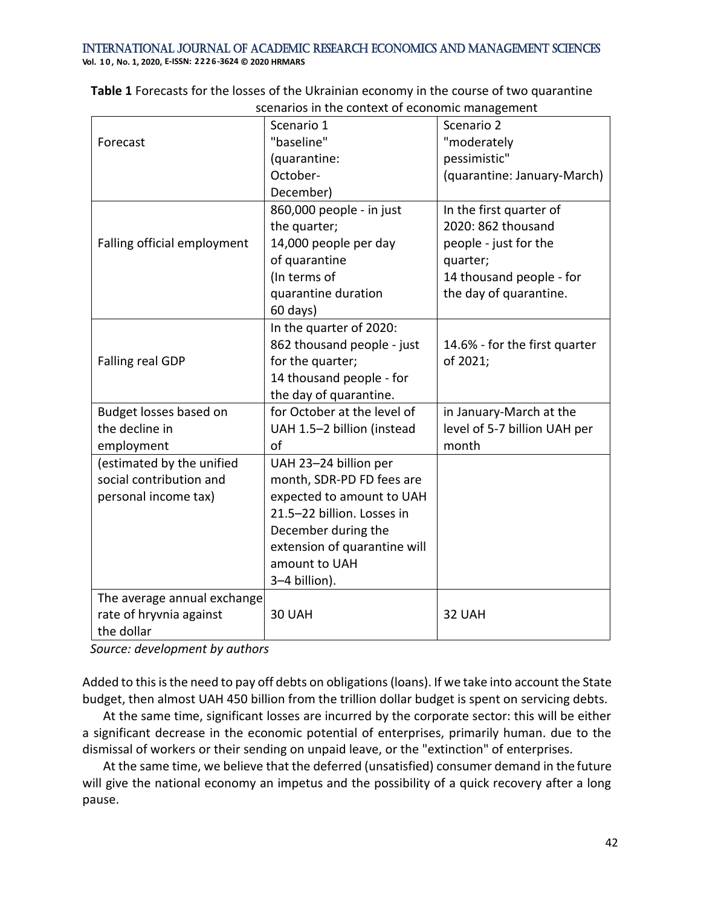**Table 1** Forecasts for the losses of the Ukrainian economy in the course of two quarantine scenarios in the context of economic management

| Forecast | Scenario 1 "baseline" (quarantine: October-December) | Scenario 2 "moderately pessimistic" (quarantine: January-March) |
|---|---|---|
| Falling official employment | 860,000 people - in just the quarter; 14,000 people per day of quarantine (In terms of quarantine duration 60 days) | In the first quarter of 2020: 862 thousand people - just for the quarter; 14 thousand people - for the day of quarantine. |
| Falling real GDP | In the quarter of 2020: 862 thousand people - just for the quarter; 14 thousand people - for the day of quarantine. | 14.6% - for the first quarter of 2021; |
| Budget losses based on the decline in employment (estimated by the unified social contribution and personal income tax) | for October at the level of UAH 1.5–2 billion (instead of UAH 23–24 billion per month, SDR-PD FD fees are expected to amount to UAH 21.5–22 billion. Losses in December during the extension of quarantine will amount to UAH 3–4 billion). | in January-March at the level of 5-7 billion UAH per month |
| The average annual exchange rate of hryvnia against the dollar | 30 UAH | 32 UAH |

*Source: development by authors*

Added to this is the need to pay off debts on obligations (loans). If we take into account the State budget, then almost UAH 450 billion from the trillion dollar budget is spent on servicing debts.

At the same time, significant losses are incurred by the corporate sector: this will be either a significant decrease in the economic potential of enterprises, primarily human. due to the dismissal of workers or their sending on unpaid leave, or the "extinction" of enterprises.

At the same time, we believe that the deferred (unsatisfied) consumer demand in the future will give the national economy an impetus and the possibility of a quick recovery after a long pause.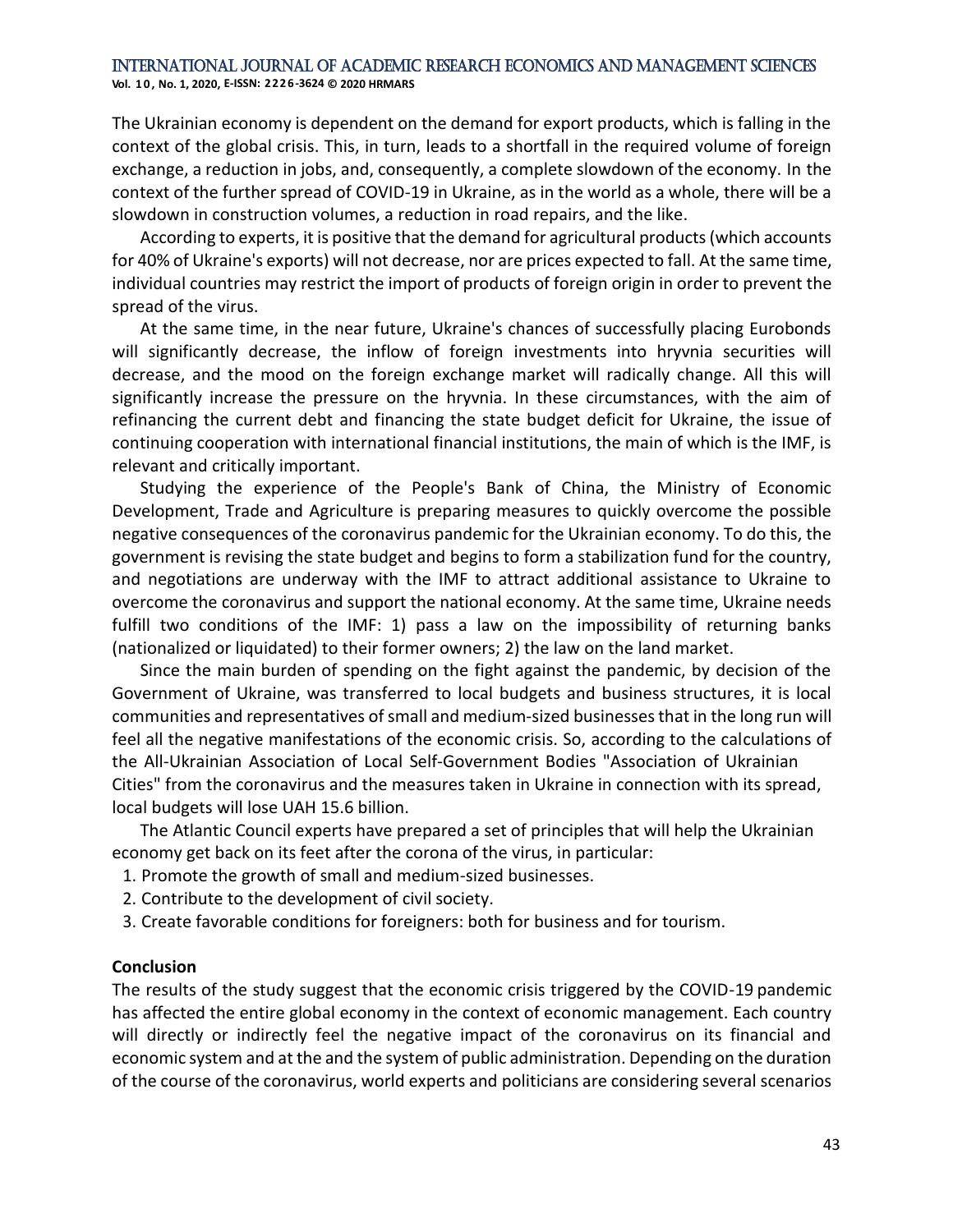The Ukrainian economy is dependent on the demand for export products, which is falling in the context of the global crisis. This, in turn, leads to a shortfall in the required volume of foreign exchange, a reduction in jobs, and, consequently, a complete slowdown of the economy. In the context of the further spread of COVID-19 in Ukraine, as in the world as a whole, there will be a slowdown in construction volumes, a reduction in road repairs, and the like.

According to experts, it is positive that the demand for agricultural products (which accounts for 40% of Ukraine's exports) will not decrease, nor are prices expected to fall. At the same time, individual countries may restrict the import of products of foreign origin in order to prevent the spread of the virus.

At the same time, in the near future, Ukraine's chances of successfully placing Eurobonds will significantly decrease, the inflow of foreign investments into hryvnia securities will decrease, and the mood on the foreign exchange market will radically change. All this will significantly increase the pressure on the hryvnia. In these circumstances, with the aim of refinancing the current debt and financing the state budget deficit for Ukraine, the issue of continuing cooperation with international financial institutions, the main of which is the IMF, is relevant and critically important.

Studying the experience of the People's Bank of China, the Ministry of Economic Development, Trade and Agriculture is preparing measures to quickly overcome the possible negative consequences of the coronavirus pandemic for the Ukrainian economy. To do this, the government is revising the state budget and begins to form a stabilization fund for the country, and negotiations are underway with the IMF to attract additional assistance to Ukraine to overcome the coronavirus and support the national economy. At the same time, Ukraine needs fulfill two conditions of the IMF: 1) pass a law on the impossibility of returning banks (nationalized or liquidated) to their former owners; 2) the law on the land market.

Since the main burden of spending on the fight against the pandemic, by decision of the Government of Ukraine, was transferred to local budgets and business structures, it is local communities and representatives of small and medium-sized businesses that in the long run will feel all the negative manifestations of the economic crisis. So, according to the calculations of the All-Ukrainian Association of Local Self-Government Bodies "Association of Ukrainian Cities" from the coronavirus and the measures taken in Ukraine in connection with its spread, local budgets will lose UAH 15.6 billion.

The Atlantic Council experts have prepared a set of principles that will help the Ukrainian economy get back on its feet after the corona of the virus, in particular:

1. Promote the growth of small and medium-sized businesses.
2. Contribute to the development of civil society.
3. Create favorable conditions for foreigners: both for business and for tourism.

**Conclusion**

The results of the study suggest that the economic crisis triggered by the COVID-19 pandemic has affected the entire global economy in the context of economic management. Each country will directly or indirectly feel the negative impact of the coronavirus on its financial and economic system and at the and the system of public administration. Depending on the duration of the course of the coronavirus, world experts and politicians are considering several scenarios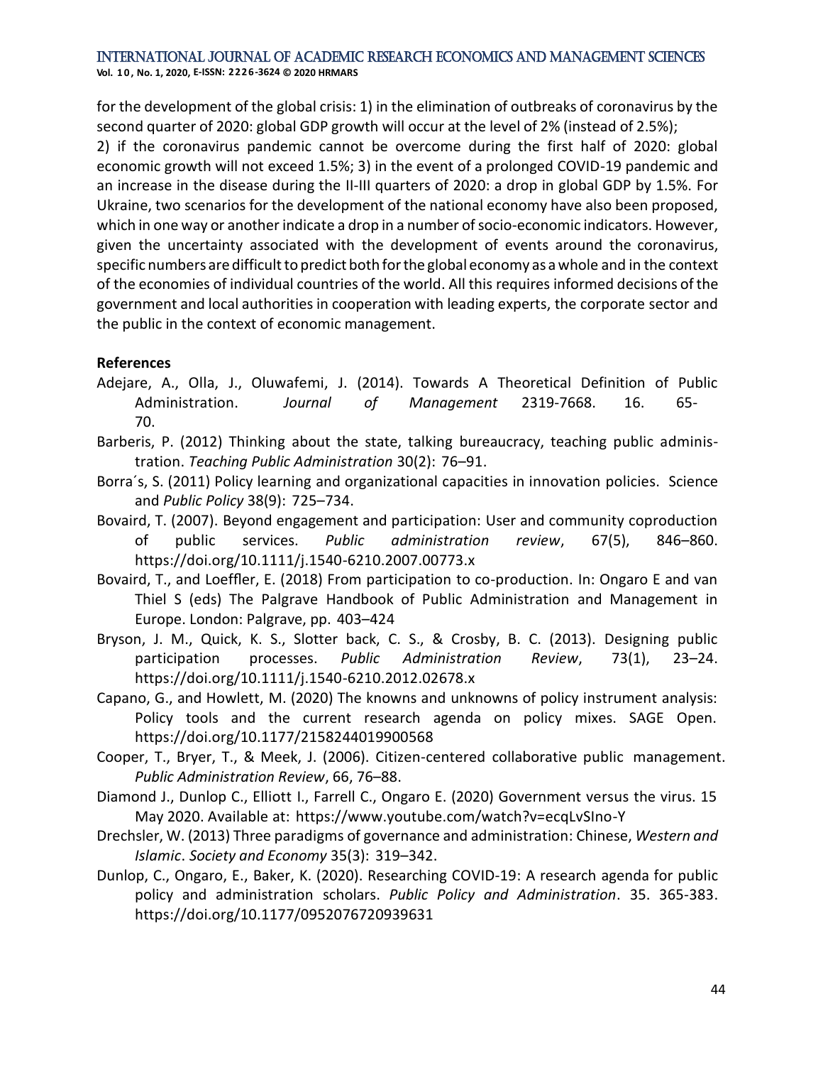for the development of the global crisis: 1) in the elimination of outbreaks of coronavirus by the second quarter of 2020: global GDP growth will occur at the level of 2% (instead of 2.5%);
2) if the coronavirus pandemic cannot be overcome during the first half of 2020: global economic growth will not exceed 1.5%; 3) in the event of a prolonged COVID-19 pandemic and an increase in the disease during the II-III quarters of 2020: a drop in global GDP by 1.5%. For Ukraine, two scenarios for the development of the national economy have also been proposed, which in one way or another indicate a drop in a number of socio-economic indicators. However, given the uncertainty associated with the development of events around the coronavirus, specific numbers are difficult to predict both for the global economy as a whole and in the context of the economies of individual countries of the world. All this requires informed decisions of the government and local authorities in cooperation with leading experts, the corporate sector and the public in the context of economic management.

**References**

Adejare, A., Olla, J., Oluwafemi, J. (2014). Towards A Theoretical Definition of Public Administration. *Journal of Management* 2319-7668. 16. 65-70.

Barberis, P. (2012) Thinking about the state, talking bureaucracy, teaching public administration. *Teaching Public Administration* 30(2): 76–91.

Borra´s, S. (2011) Policy learning and organizational capacities in innovation policies. Science and *Public Policy* 38(9): 725–734.

Bovaird, T. (2007). Beyond engagement and participation: User and community coproduction of public services. *Public administration review*, 67(5), 846–860. https://doi.org/10.1111/j.1540-6210.2007.00773.x

Bovaird, T., and Loeffler, E. (2018) From participation to co-production. In: Ongaro E and van Thiel S (eds) The Palgrave Handbook of Public Administration and Management in Europe. London: Palgrave, pp. 403–424

Bryson, J. M., Quick, K. S., Slotter back, C. S., & Crosby, B. C. (2013). Designing public participation processes. *Public Administration Review*, 73(1), 23–24. https://doi.org/10.1111/j.1540-6210.2012.02678.x

Capano, G., and Howlett, M. (2020) The knowns and unknowns of policy instrument analysis: Policy tools and the current research agenda on policy mixes. SAGE Open. https://doi.org/10.1177/2158244019900568

Cooper, T., Bryer, T., & Meek, J. (2006). Citizen-centered collaborative public management. *Public Administration Review*, 66, 76–88.

Diamond J., Dunlop C., Elliott I., Farrell C., Ongaro E. (2020) Government versus the virus. 15 May 2020. Available at: https://www.youtube.com/watch?v=ecqLvSIno-Y

Drechsler, W. (2013) Three paradigms of governance and administration: Chinese, *Western and Islamic*. *Society and Economy* 35(3): 319–342.

Dunlop, C., Ongaro, E., Baker, K. (2020). Researching COVID-19: A research agenda for public policy and administration scholars. *Public Policy and Administration*. 35. 365-383. https://doi.org/10.1177/0952076720939631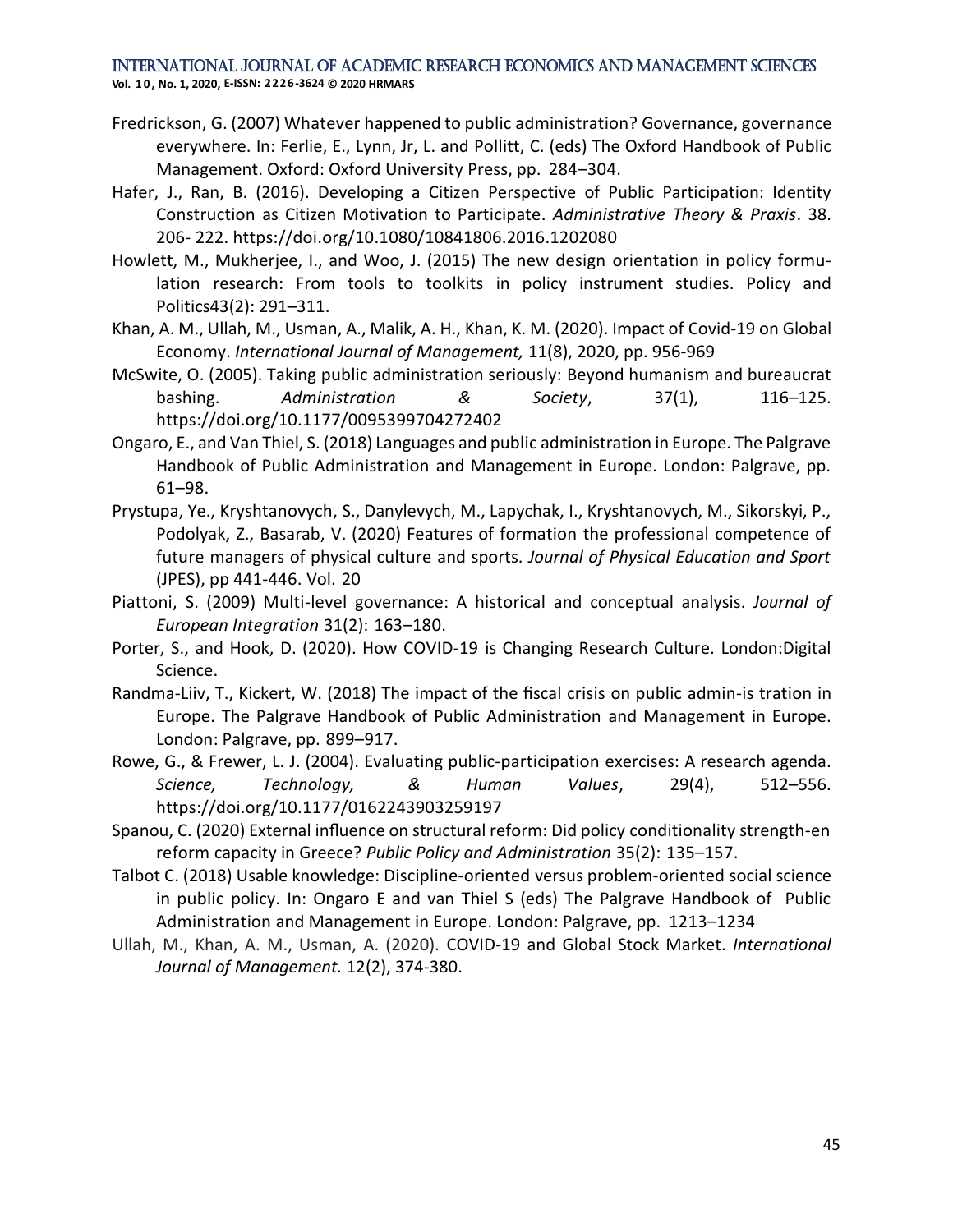Fredrickson, G. (2007) Whatever happened to public administration? Governance, governance everywhere. In: Ferlie, E., Lynn, Jr, L. and Pollitt, C. (eds) The Oxford Handbook of Public Management. Oxford: Oxford University Press, pp. 284–304.

Hafer, J., Ran, B. (2016). Developing a Citizen Perspective of Public Participation: Identity Construction as Citizen Motivation to Participate. *Administrative Theory & Praxis*. 38. 206- 222. https://doi.org/10.1080/10841806.2016.1202080

Howlett, M., Mukherjee, I., and Woo, J. (2015) The new design orientation in policy formulation research: From tools to toolkits in policy instrument studies. Policy and Politics43(2): 291–311.

Khan, A. M., Ullah, M., Usman, A., Malik, A. H., Khan, K. M. (2020). Impact of Covid-19 on Global Economy. *International Journal of Management,* 11(8), 2020, pp. 956-969

McSwite, O. (2005). Taking public administration seriously: Beyond humanism and bureaucrat bashing. *Administration & Society*, 37(1), 116–125. https://doi.org/10.1177/0095399704272402

Ongaro, E., and Van Thiel, S. (2018) Languages and public administration in Europe. The Palgrave Handbook of Public Administration and Management in Europe. London: Palgrave, pp. 61–98.

Prystupa, Ye., Kryshtanovych, S., Danylevych, M., Lapychak, I., Kryshtanovych, M., Sikorskyi, P., Podolyak, Z., Basarab, V. (2020) Features of formation the professional competence of future managers of physical culture and sports. *Journal of Physical Education and Sport* (JPES), pp 441-446. Vol. 20

Piattoni, S. (2009) Multi-level governance: A historical and conceptual analysis. *Journal of European Integration* 31(2): 163–180.

Porter, S., and Hook, D. (2020). How COVID-19 is Changing Research Culture. London:Digital Science.

Randma-Liiv, T., Kickert, W. (2018) The impact of the fiscal crisis on public admin-is tration in Europe. The Palgrave Handbook of Public Administration and Management in Europe. London: Palgrave, pp. 899–917.

Rowe, G., & Frewer, L. J. (2004). Evaluating public-participation exercises: A research agenda. *Science, Technology, & Human Values*, 29(4), 512–556. https://doi.org/10.1177/0162243903259197

Spanou, C. (2020) External influence on structural reform: Did policy conditionality strength-en reform capacity in Greece? *Public Policy and Administration* 35(2): 135–157.

Talbot C. (2018) Usable knowledge: Discipline-oriented versus problem-oriented social science in public policy. In: Ongaro E and van Thiel S (eds) The Palgrave Handbook of Public Administration and Management in Europe. London: Palgrave, pp. 1213–1234

Ullah, M., Khan, A. M., Usman, A. (2020). COVID-19 and Global Stock Market. *International Journal of Management.* 12(2), 374-380.